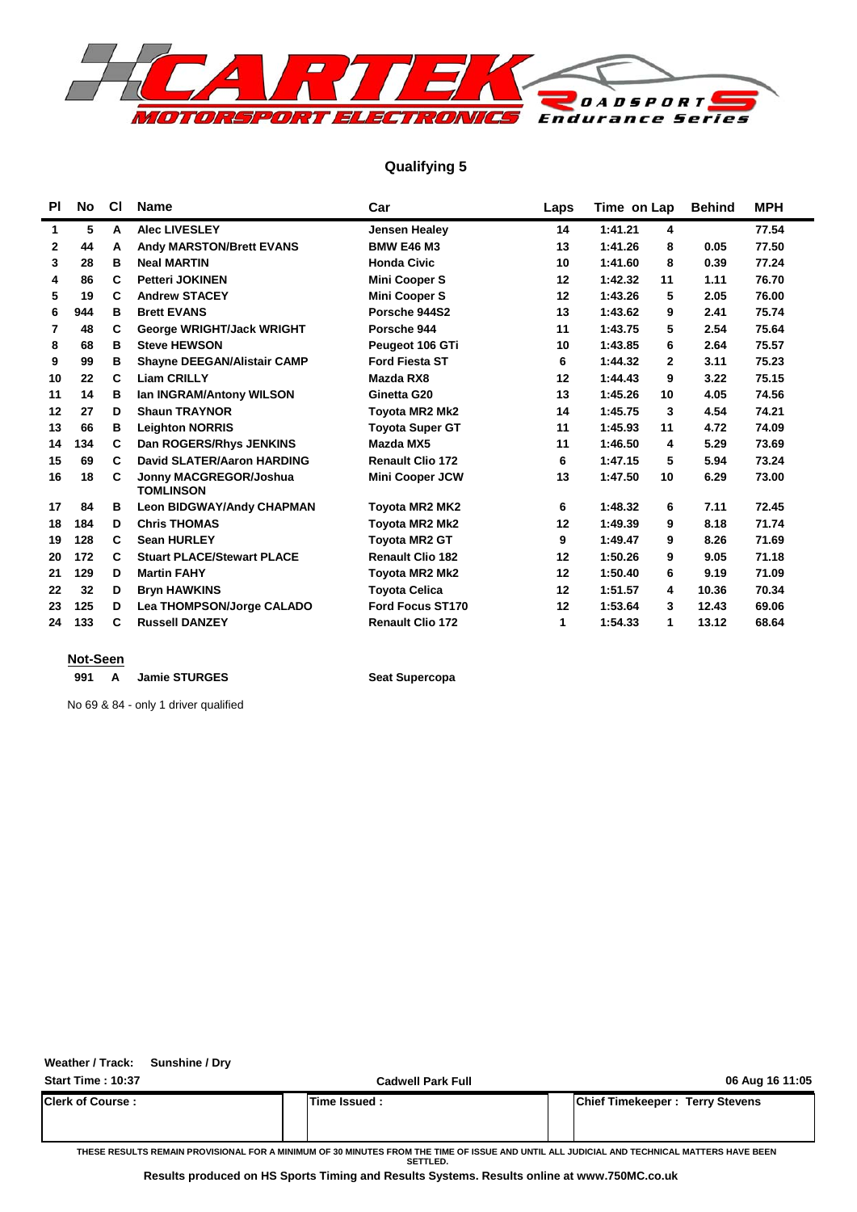CARTEK MOTORSPORT ELECTRONICS ROADSPORTS Endurance Series

## Qualifying 5

| Pl | No | Cl | Name | Car | Laps | Time | on Lap | Behind | MPH |
|---|---|---|---|---|---|---|---|---|---|
| 1 | 5 | A | Alec LIVESLEY | Jensen Healey | 14 | 1:41.21 | 4 | | 77.54 |
| 2 | 44 | A | Andy MARSTON/Brett EVANS | BMW E46 M3 | 13 | 1:41.26 | 8 | 0.05 | 77.50 |
| 3 | 28 | B | Neal MARTIN | Honda Civic | 10 | 1:41.60 | 8 | 0.39 | 77.24 |
| 4 | 86 | C | Petteri JOKINEN | Mini Cooper S | 12 | 1:42.32 | 11 | 1.11 | 76.70 |
| 5 | 19 | C | Andrew STACEY | Mini Cooper S | 12 | 1:43.26 | 5 | 2.05 | 76.00 |
| 6 | 944 | B | Brett EVANS | Porsche 944S2 | 13 | 1:43.62 | 9 | 2.41 | 75.74 |
| 7 | 48 | C | George WRIGHT/Jack WRIGHT | Porsche 944 | 11 | 1:43.75 | 5 | 2.54 | 75.64 |
| 8 | 68 | B | Steve HEWSON | Peugeot 106 GTi | 10 | 1:43.85 | 6 | 2.64 | 75.57 |
| 9 | 99 | B | Shayne DEEGAN/Alistair CAMP | Ford Fiesta ST | 6 | 1:44.32 | 2 | 3.11 | 75.23 |
| 10 | 22 | C | Liam CRILLY | Mazda RX8 | 12 | 1:44.43 | 9 | 3.22 | 75.15 |
| 11 | 14 | B | Ian INGRAM/Antony WILSON | Ginetta G20 | 13 | 1:45.26 | 10 | 4.05 | 74.56 |
| 12 | 27 | D | Shaun TRAYNOR | Toyota MR2 Mk2 | 14 | 1:45.75 | 3 | 4.54 | 74.21 |
| 13 | 66 | B | Leighton NORRIS | Toyota Super GT | 11 | 1:45.93 | 11 | 4.72 | 74.09 |
| 14 | 134 | C | Dan ROGERS/Rhys JENKINS | Mazda MX5 | 11 | 1:46.50 | 4 | 5.29 | 73.69 |
| 15 | 69 | C | David SLATER/Aaron HARDING | Renault Clio 172 | 6 | 1:47.15 | 5 | 5.94 | 73.24 |
| 16 | 18 | C | Jonny MACGREGOR/Joshua TOMLINSON | Mini Cooper JCW | 13 | 1:47.50 | 10 | 6.29 | 73.00 |
| 17 | 84 | B | Leon BIDGWAY/Andy CHAPMAN | Toyota MR2 MK2 | 6 | 1:48.32 | 6 | 7.11 | 72.45 |
| 18 | 184 | D | Chris THOMAS | Toyota MR2 Mk2 | 12 | 1:49.39 | 9 | 8.18 | 71.74 |
| 19 | 128 | C | Sean HURLEY | Toyota MR2 GT | 9 | 1:49.47 | 9 | 8.26 | 71.69 |
| 20 | 172 | C | Stuart PLACE/Stewart PLACE | Renault Clio 182 | 12 | 1:50.26 | 9 | 9.05 | 71.18 |
| 21 | 129 | D | Martin FAHY | Toyota MR2 Mk2 | 12 | 1:50.40 | 6 | 9.19 | 71.09 |
| 22 | 32 | D | Bryn HAWKINS | Toyota Celica | 12 | 1:51.57 | 4 | 10.36 | 70.34 |
| 23 | 125 | D | Lea THOMPSON/Jorge CALADO | Ford Focus ST170 | 12 | 1:53.64 | 3 | 12.43 | 69.06 |
| 24 | 133 | C | Russell DANZEY | Renault Clio 172 | 1 | 1:54.33 | 1 | 13.12 | 68.64 |

**Not-Seen**

| No | Cl | Name | Car |
|---|---|---|---|
| 991 | A | Jamie STURGES | Seat Supercopa |

No 69 & 84 - only 1 driver qualified

**Weather / Track:** Sunshine / Dry

**Start Time : 10:37** | Cadwell Park Full | 06 Aug 16 11:05

| Clerk of Course : | Time Issued : | Chief Timekeeper : Terry Stevens |
|---|---|---|
| | | |

THESE RESULTS REMAIN PROVISIONAL FOR A MINIMUM OF 30 MINUTES FROM THE TIME OF ISSUE AND UNTIL ALL JUDICIAL AND TECHNICAL MATTERS HAVE BEEN SETTLED.

**Results produced on HS Sports Timing and Results Systems. Results online at www.750MC.co.uk**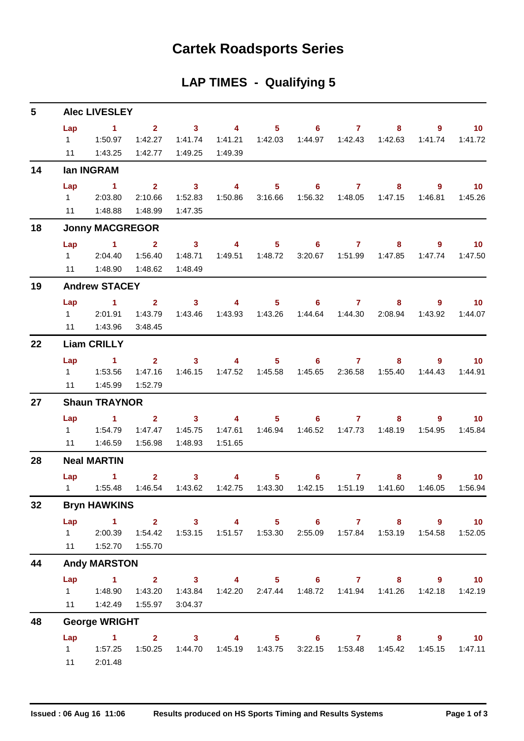# Cartek Roadsports Series

## LAP TIMES - Qualifying 5

### 5 Alec LIVESLEY

| Lap | 1 | 2 | 3 | 4 | 5 | 6 | 7 | 8 | 9 | 10 |
|---|---|---|---|---|---|---|---|---|---|---|
| 1 | 1:50.97 | 1:42.27 | 1:41.74 | 1:41.21 | 1:42.03 | 1:44.97 | 1:42.43 | 1:42.63 | 1:41.74 | 1:41.72 |
| 11 | 1:43.25 | 1:42.77 | 1:49.25 | 1:49.39 | | | | | | |

### 14 Ian INGRAM

| Lap | 1 | 2 | 3 | 4 | 5 | 6 | 7 | 8 | 9 | 10 |
|---|---|---|---|---|---|---|---|---|---|---|
| 1 | 2:03.80 | 2:10.66 | 1:52.83 | 1:50.86 | 3:16.66 | 1:56.32 | 1:48.05 | 1:47.15 | 1:46.81 | 1:45.26 |
| 11 | 1:48.88 | 1:48.99 | 1:47.35 | | | | | | | |

### 18 Jonny MACGREGOR

| Lap | 1 | 2 | 3 | 4 | 5 | 6 | 7 | 8 | 9 | 10 |
|---|---|---|---|---|---|---|---|---|---|---|
| 1 | 2:04.40 | 1:56.40 | 1:48.71 | 1:49.51 | 1:48.72 | 3:20.67 | 1:51.99 | 1:47.85 | 1:47.74 | 1:47.50 |
| 11 | 1:48.90 | 1:48.62 | 1:48.49 | | | | | | | |

### 19 Andrew STACEY

| Lap | 1 | 2 | 3 | 4 | 5 | 6 | 7 | 8 | 9 | 10 |
|---|---|---|---|---|---|---|---|---|---|---|
| 1 | 2:01.91 | 1:43.79 | 1:43.46 | 1:43.93 | 1:43.26 | 1:44.64 | 1:44.30 | 2:08.94 | 1:43.92 | 1:44.07 |
| 11 | 1:43.96 | 3:48.45 | | | | | | | | |

### 22 Liam CRILLY

| Lap | 1 | 2 | 3 | 4 | 5 | 6 | 7 | 8 | 9 | 10 |
|---|---|---|---|---|---|---|---|---|---|---|
| 1 | 1:53.56 | 1:47.16 | 1:46.15 | 1:47.52 | 1:45.58 | 1:45.65 | 2:36.58 | 1:55.40 | 1:44.43 | 1:44.91 |
| 11 | 1:45.99 | 1:52.79 | | | | | | | | |

### 27 Shaun TRAYNOR

| Lap | 1 | 2 | 3 | 4 | 5 | 6 | 7 | 8 | 9 | 10 |
|---|---|---|---|---|---|---|---|---|---|---|
| 1 | 1:54.79 | 1:47.47 | 1:45.75 | 1:47.61 | 1:46.94 | 1:46.52 | 1:47.73 | 1:48.19 | 1:54.95 | 1:45.84 |
| 11 | 1:46.59 | 1:56.98 | 1:48.93 | 1:51.65 | | | | | | |

### 28 Neal MARTIN

| Lap | 1 | 2 | 3 | 4 | 5 | 6 | 7 | 8 | 9 | 10 |
|---|---|---|---|---|---|---|---|---|---|---|
| 1 | 1:55.48 | 1:46.54 | 1:43.62 | 1:42.75 | 1:43.30 | 1:42.15 | 1:51.19 | 1:41.60 | 1:46.05 | 1:56.94 |

### 32 Bryn HAWKINS

| Lap | 1 | 2 | 3 | 4 | 5 | 6 | 7 | 8 | 9 | 10 |
|---|---|---|---|---|---|---|---|---|---|---|
| 1 | 2:00.39 | 1:54.42 | 1:53.15 | 1:51.57 | 1:53.30 | 2:55.09 | 1:57.84 | 1:53.19 | 1:54.58 | 1:52.05 |
| 11 | 1:52.70 | 1:55.70 | | | | | | | | |

### 44 Andy MARSTON

| Lap | 1 | 2 | 3 | 4 | 5 | 6 | 7 | 8 | 9 | 10 |
|---|---|---|---|---|---|---|---|---|---|---|
| 1 | 1:48.90 | 1:43.20 | 1:43.84 | 1:42.20 | 2:47.44 | 1:48.72 | 1:41.94 | 1:41.26 | 1:42.18 | 1:42.19 |
| 11 | 1:42.49 | 1:55.97 | 3:04.37 | | | | | | | |

### 48 George WRIGHT

| Lap | 1 | 2 | 3 | 4 | 5 | 6 | 7 | 8 | 9 | 10 |
|---|---|---|---|---|---|---|---|---|---|---|
| 1 | 1:57.25 | 1:50.25 | 1:44.70 | 1:45.19 | 1:43.75 | 3:22.15 | 1:53.48 | 1:45.42 | 1:45.15 | 1:47.11 |
| 11 | 2:01.48 | | | | | | | | | |

**Issued : 06 Aug 16 11:06** **Results produced on HS Sports Timing and Results Systems**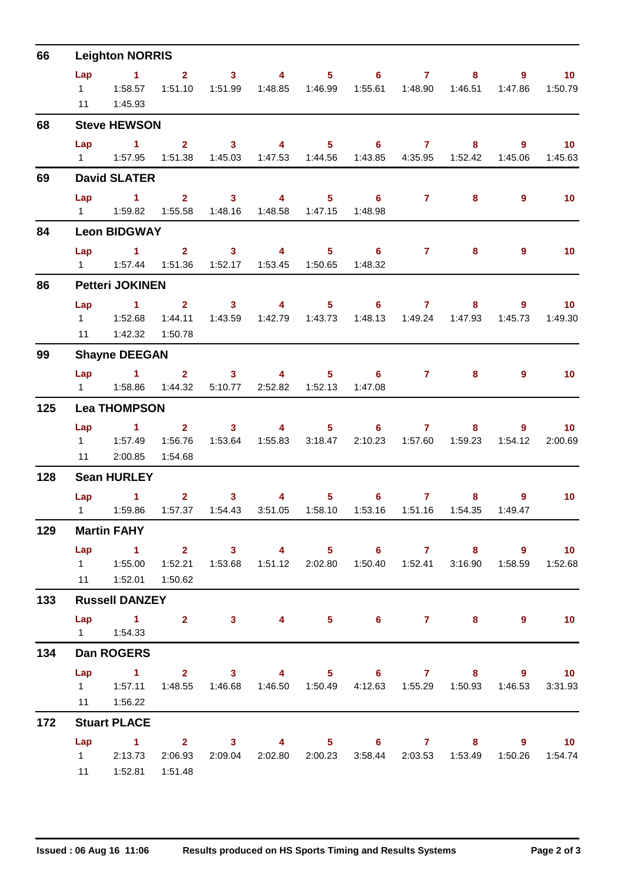## 66 Leighton NORRIS

| Lap | 1 | 2 | 3 | 4 | 5 | 6 | 7 | 8 | 9 | 10 |
|---|---|---|---|---|---|---|---|---|---|---|
| 1 | 1:58.57 | 1:51.10 | 1:51.99 | 1:48.85 | 1:46.99 | 1:55.61 | 1:48.90 | 1:46.51 | 1:47.86 | 1:50.79 |
| 11 | 1:45.93 | | | | | | | | | |

## 68 Steve HEWSON

| Lap | 1 | 2 | 3 | 4 | 5 | 6 | 7 | 8 | 9 | 10 |
|---|---|---|---|---|---|---|---|---|---|---|
| 1 | 1:57.95 | 1:51.38 | 1:45.03 | 1:47.53 | 1:44.56 | 1:43.85 | 4:35.95 | 1:52.42 | 1:45.06 | 1:45.63 |

## 69 David SLATER

| Lap | 1 | 2 | 3 | 4 | 5 | 6 | 7 | 8 | 9 | 10 |
|---|---|---|---|---|---|---|---|---|---|---|
| 1 | 1:59.82 | 1:55.58 | 1:48.16 | 1:48.58 | 1:47.15 | 1:48.98 | | | | |

## 84 Leon BIDGWAY

| Lap | 1 | 2 | 3 | 4 | 5 | 6 | 7 | 8 | 9 | 10 |
|---|---|---|---|---|---|---|---|---|---|---|
| 1 | 1:57.44 | 1:51.36 | 1:52.17 | 1:53.45 | 1:50.65 | 1:48.32 | | | | |

## 86 Petteri JOKINEN

| Lap | 1 | 2 | 3 | 4 | 5 | 6 | 7 | 8 | 9 | 10 |
|---|---|---|---|---|---|---|---|---|---|---|
| 1 | 1:52.68 | 1:44.11 | 1:43.59 | 1:42.79 | 1:43.73 | 1:48.13 | 1:49.24 | 1:47.93 | 1:45.73 | 1:49.30 |
| 11 | 1:42.32 | 1:50.78 | | | | | | | | |

## 99 Shayne DEEGAN

| Lap | 1 | 2 | 3 | 4 | 5 | 6 | 7 | 8 | 9 | 10 |
|---|---|---|---|---|---|---|---|---|---|---|
| 1 | 1:58.86 | 1:44.32 | 5:10.77 | 2:52.82 | 1:52.13 | 1:47.08 | | | | |

## 125 Lea THOMPSON

| Lap | 1 | 2 | 3 | 4 | 5 | 6 | 7 | 8 | 9 | 10 |
|---|---|---|---|---|---|---|---|---|---|---|
| 1 | 1:57.49 | 1:56.76 | 1:53.64 | 1:55.83 | 3:18.47 | 2:10.23 | 1:57.60 | 1:59.23 | 1:54.12 | 2:00.69 |
| 11 | 2:00.85 | 1:54.68 | | | | | | | | |

## 128 Sean HURLEY

| Lap | 1 | 2 | 3 | 4 | 5 | 6 | 7 | 8 | 9 | 10 |
|---|---|---|---|---|---|---|---|---|---|---|
| 1 | 1:59.86 | 1:57.37 | 1:54.43 | 3:51.05 | 1:58.10 | 1:53.16 | 1:51.16 | 1:54.35 | 1:49.47 | |

## 129 Martin FAHY

| Lap | 1 | 2 | 3 | 4 | 5 | 6 | 7 | 8 | 9 | 10 |
|---|---|---|---|---|---|---|---|---|---|---|
| 1 | 1:55.00 | 1:52.21 | 1:53.68 | 1:51.12 | 2:02.80 | 1:50.40 | 1:52.41 | 3:16.90 | 1:58.59 | 1:52.68 |
| 11 | 1:52.01 | 1:50.62 | | | | | | | | |

## 133 Russell DANZEY

| Lap | 1 | 2 | 3 | 4 | 5 | 6 | 7 | 8 | 9 | 10 |
|---|---|---|---|---|---|---|---|---|---|---|
| 1 | 1:54.33 | | | | | | | | | |

## 134 Dan ROGERS

| Lap | 1 | 2 | 3 | 4 | 5 | 6 | 7 | 8 | 9 | 10 |
|---|---|---|---|---|---|---|---|---|---|---|
| 1 | 1:57.11 | 1:48.55 | 1:46.68 | 1:46.50 | 1:50.49 | 4:12.63 | 1:55.29 | 1:50.93 | 1:46.53 | 3:31.93 |
| 11 | 1:56.22 | | | | | | | | | |

## 172 Stuart PLACE

| Lap | 1 | 2 | 3 | 4 | 5 | 6 | 7 | 8 | 9 | 10 |
|---|---|---|---|---|---|---|---|---|---|---|
| 1 | 2:13.73 | 2:06.93 | 2:09.04 | 2:02.80 | 2:00.23 | 3:58.44 | 2:03.53 | 1:53.49 | 1:50.26 | 1:54.74 |
| 11 | 1:52.81 | 1:51.48 | | | | | | | | |

Issued : 06 Aug 16 11:06 Results produced on HS Sports Timing and Results Systems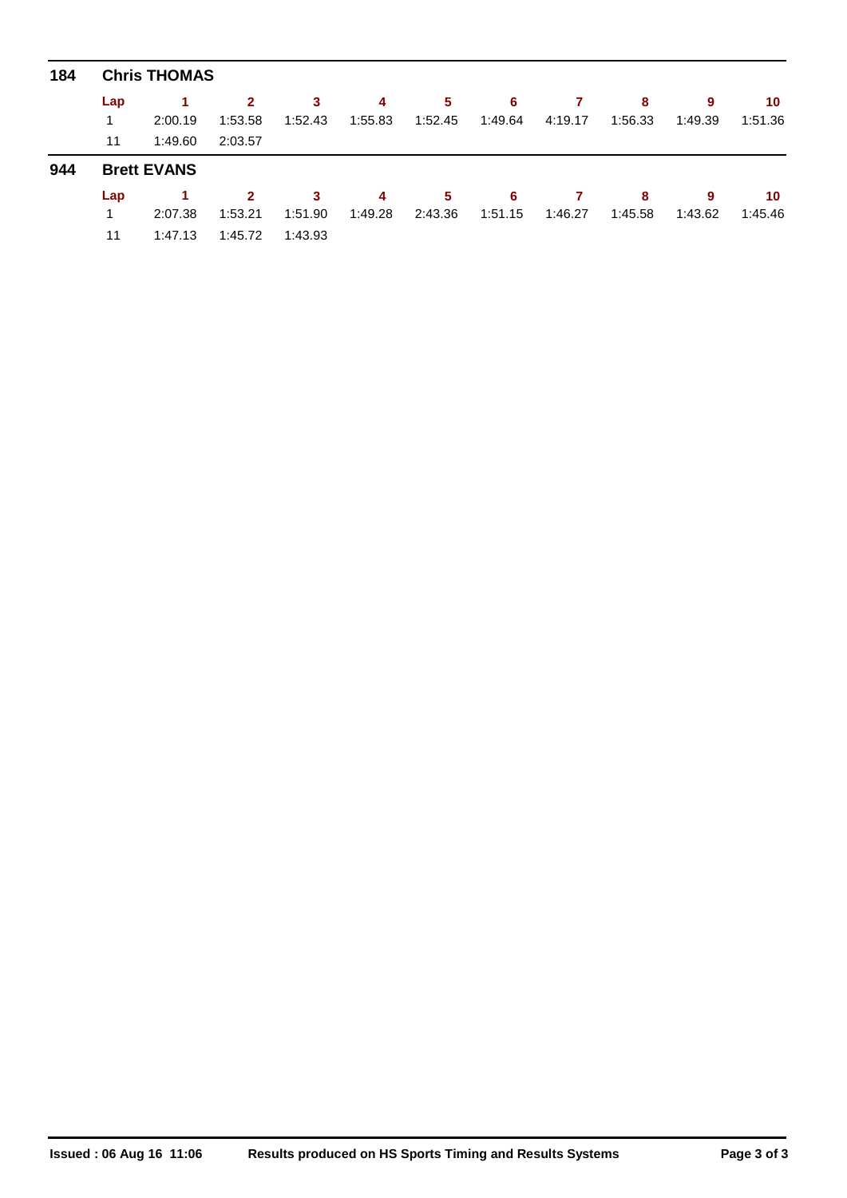## 184 Chris THOMAS

| Lap | 1 | 2 | 3 | 4 | 5 | 6 | 7 | 8 | 9 | 10 |
|---|---|---|---|---|---|---|---|---|---|---|
| 1 | 2:00.19 | 1:53.58 | 1:52.43 | 1:55.83 | 1:52.45 | 1:49.64 | 4:19.17 | 1:56.33 | 1:49.39 | 1:51.36 |
| 11 | 1:49.60 | 2:03.57 | | | | | | | | |

## 944 Brett EVANS

| Lap | 1 | 2 | 3 | 4 | 5 | 6 | 7 | 8 | 9 | 10 |
|---|---|---|---|---|---|---|---|---|---|---|
| 1 | 2:07.38 | 1:53.21 | 1:51.90 | 1:49.28 | 2:43.36 | 1:51.15 | 1:46.27 | 1:45.58 | 1:43.62 | 1:45.46 |
| 11 | 1:47.13 | 1:45.72 | 1:43.93 | | | | | | | |

**Issued : 06 Aug 16 11:06** **Results produced on HS Sports Timing and Results Systems**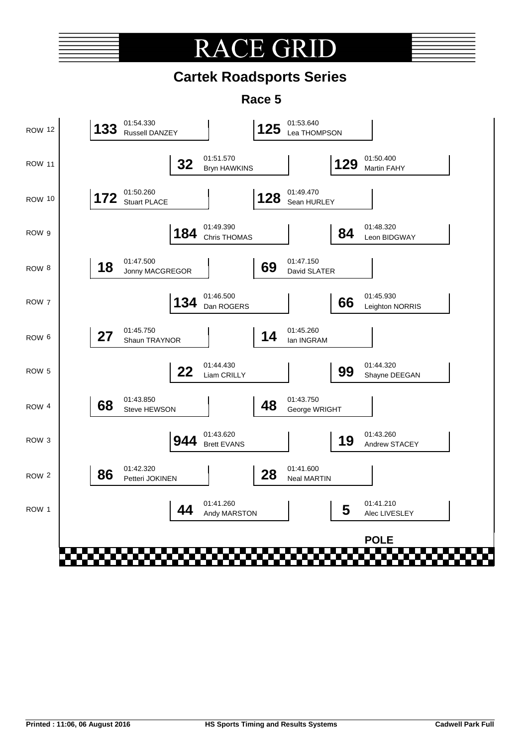# RACE GRID

## Cartek Roadsports Series

### Race 5

| Row | Left | | Right | |
|---|---|---|---|---|
| ROW 12 | **133** | 01:54.330 Russell DANZEY | **125** | 01:53.640 Lea THOMPSON |
| ROW 11 | **32** | 01:51.570 Bryn HAWKINS | **129** | 01:50.400 Martin FAHY |
| ROW 10 | **172** | 01:50.260 Stuart PLACE | **128** | 01:49.470 Sean HURLEY |
| ROW 9 | **184** | 01:49.390 Chris THOMAS | **84** | 01:48.320 Leon BIDGWAY |
| ROW 8 | **18** | 01:47.500 Jonny MACGREGOR | **69** | 01:47.150 David SLATER |
| ROW 7 | **134** | 01:46.500 Dan ROGERS | **66** | 01:45.930 Leighton NORRIS |
| ROW 6 | **27** | 01:45.750 Shaun TRAYNOR | **14** | 01:45.260 Ian INGRAM |
| ROW 5 | **22** | 01:44.430 Liam CRILLY | **99** | 01:44.320 Shayne DEEGAN |
| ROW 4 | **68** | 01:43.850 Steve HEWSON | **48** | 01:43.750 George WRIGHT |
| ROW 3 | **944** | 01:43.620 Brett EVANS | **19** | 01:43.260 Andrew STACEY |
| ROW 2 | **86** | 01:42.320 Petteri JOKINEN | **28** | 01:41.600 Neal MARTIN |
| ROW 1 | **44** | 01:41.260 Andy MARSTON | **5** | 01:41.210 Alec LIVESLEY |

**POLE**

Printed : 11:06, 06 August 2016 | HS Sports Timing and Results Systems | Cadwell Park Full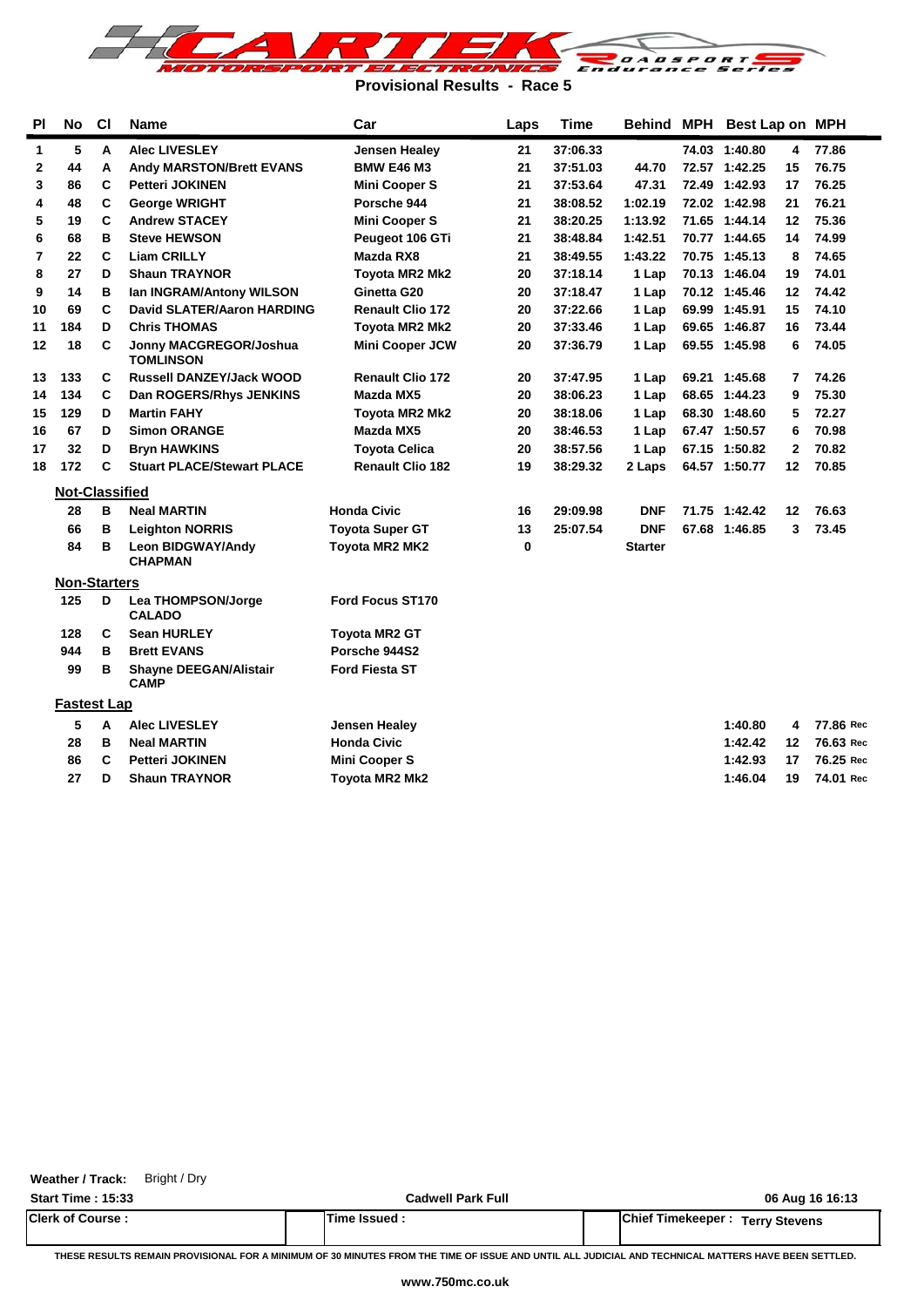**CARTEK MOTORSPORT ELECTRONICS Roadsport Endurance Series**

## Provisional Results - Race 5

| Pl | No | Cl | Name | Car | Laps | Time | Behind | MPH | Best Lap | on | MPH |
|---|---|---|---|---|---|---|---|---|---|---|---|
| 1 | 5 | A | Alec LIVESLEY | Jensen Healey | 21 | 37:06.33 | | 74.03 | 1:40.80 | 4 | 77.86 |
| 2 | 44 | A | Andy MARSTON/Brett EVANS | BMW E46 M3 | 21 | 37:51.03 | 44.70 | 72.57 | 1:42.25 | 15 | 76.75 |
| 3 | 86 | C | Petteri JOKINEN | Mini Cooper S | 21 | 37:53.64 | 47.31 | 72.49 | 1:42.93 | 17 | 76.25 |
| 4 | 48 | C | George WRIGHT | Porsche 944 | 21 | 38:08.52 | 1:02.19 | 72.02 | 1:42.98 | 21 | 76.21 |
| 5 | 19 | C | Andrew STACEY | Mini Cooper S | 21 | 38:20.25 | 1:13.92 | 71.65 | 1:44.14 | 12 | 75.36 |
| 6 | 68 | B | Steve HEWSON | Peugeot 106 GTi | 21 | 38:48.84 | 1:42.51 | 70.77 | 1:44.65 | 14 | 74.99 |
| 7 | 22 | C | Liam CRILLY | Mazda RX8 | 21 | 38:49.55 | 1:43.22 | 70.75 | 1:45.13 | 8 | 74.65 |
| 8 | 27 | D | Shaun TRAYNOR | Toyota MR2 Mk2 | 20 | 37:18.14 | 1 Lap | 70.13 | 1:46.04 | 19 | 74.01 |
| 9 | 14 | B | Ian INGRAM/Antony WILSON | Ginetta G20 | 20 | 37:18.47 | 1 Lap | 70.12 | 1:45.46 | 12 | 74.42 |
| 10 | 69 | C | David SLATER/Aaron HARDING | Renault Clio 172 | 20 | 37:22.66 | 1 Lap | 69.99 | 1:45.91 | 15 | 74.10 |
| 11 | 184 | D | Chris THOMAS | Toyota MR2 Mk2 | 20 | 37:33.46 | 1 Lap | 69.65 | 1:46.87 | 16 | 73.44 |
| 12 | 18 | C | Jonny MACGREGOR/Joshua TOMLINSON | Mini Cooper JCW | 20 | 37:36.79 | 1 Lap | 69.55 | 1:45.98 | 6 | 74.05 |
| 13 | 133 | C | Russell DANZEY/Jack WOOD | Renault Clio 172 | 20 | 37:47.95 | 1 Lap | 69.21 | 1:45.68 | 7 | 74.26 |
| 14 | 134 | C | Dan ROGERS/Rhys JENKINS | Mazda MX5 | 20 | 38:06.23 | 1 Lap | 68.65 | 1:44.23 | 9 | 75.30 |
| 15 | 129 | D | Martin FAHY | Toyota MR2 Mk2 | 20 | 38:18.06 | 1 Lap | 68.30 | 1:48.60 | 5 | 72.27 |
| 16 | 67 | D | Simon ORANGE | Mazda MX5 | 20 | 38:46.53 | 1 Lap | 67.47 | 1:50.57 | 6 | 70.98 |
| 17 | 32 | D | Bryn HAWKINS | Toyota Celica | 20 | 38:57.56 | 1 Lap | 67.15 | 1:50.82 | 2 | 70.82 |
| 18 | 172 | C | Stuart PLACE/Stewart PLACE | Renault Clio 182 | 19 | 38:29.32 | 2 Laps | 64.57 | 1:50.77 | 12 | 70.85 |
| **Not-Classified** | | | | | | | | | | | |
| | 28 | B | Neal MARTIN | Honda Civic | 16 | 29:09.98 | DNF | 71.75 | 1:42.42 | 12 | 76.63 |
| | 66 | B | Leighton NORRIS | Toyota Super GT | 13 | 25:07.54 | DNF | 67.68 | 1:46.85 | 3 | 73.45 |
| | 84 | B | Leon BIDGWAY/Andy CHAPMAN | Toyota MR2 MK2 | 0 | | Starter | | | | |
| **Non-Starters** | | | | | | | | | | | |
| | 125 | D | Lea THOMPSON/Jorge CALADO | Ford Focus ST170 | | | | | | | |
| | 128 | C | Sean HURLEY | Toyota MR2 GT | | | | | | | |
| | 944 | B | Brett EVANS | Porsche 944S2 | | | | | | | |
| | 99 | B | Shayne DEEGAN/Alistair CAMP | Ford Fiesta ST | | | | | | | |
| **Fastest Lap** | | | | | | | | | | | |
| | 5 | A | Alec LIVESLEY | Jensen Healey | | | | | 1:40.80 | 4 | 77.86 Rec |
| | 28 | B | Neal MARTIN | Honda Civic | | | | | 1:42.42 | 12 | 76.63 Rec |
| | 86 | C | Petteri JOKINEN | Mini Cooper S | | | | | 1:42.93 | 17 | 76.25 Rec |
| | 27 | D | Shaun TRAYNOR | Toyota MR2 Mk2 | | | | | 1:46.04 | 19 | 74.01 Rec |

**Weather / Track:** Bright / Dry

**Start Time : 15:33** — **Cadwell Park Full** — **06 Aug 16 16:13**

| Clerk of Course : | Time Issued : | Chief Timekeeper : Terry Stevens |
|---|---|---|

THESE RESULTS REMAIN PROVISIONAL FOR A MINIMUM OF 30 MINUTES FROM THE TIME OF ISSUE AND UNTIL ALL JUDICIAL AND TECHNICAL MATTERS HAVE BEEN SETTLED.

www.750mc.co.uk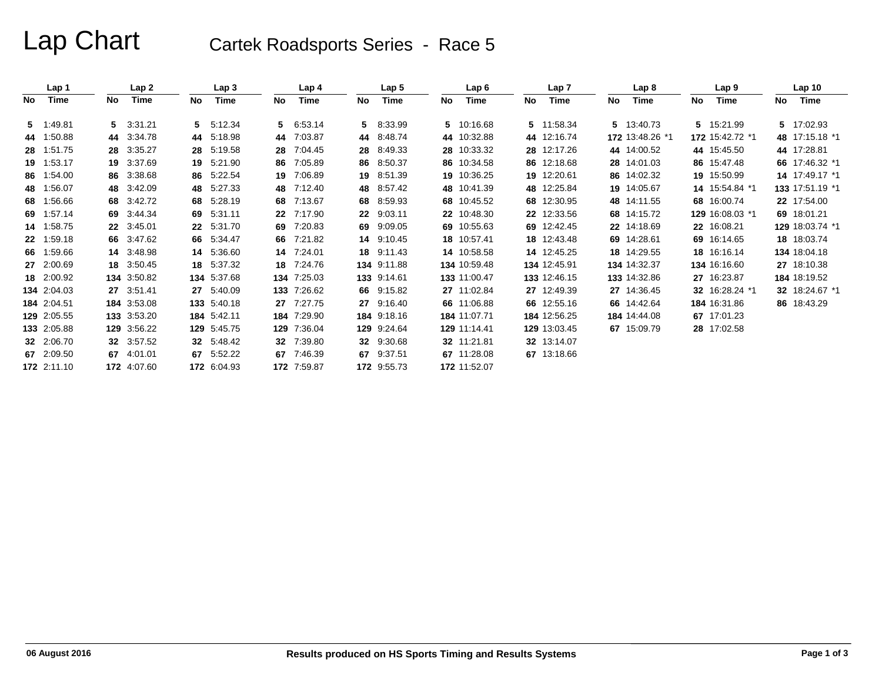# Lap Chart

## Cartek Roadsports Series - Race 5

| Lap 1 | | Lap 2 | | Lap 3 | | Lap 4 | | Lap 5 | | Lap 6 | | Lap 7 | | Lap 8 | | Lap 9 | | Lap 10 | |
|---|---|---|---|---|---|---|---|---|---|---|---|---|---|---|---|---|---|---|---|
| No | Time | No | Time | No | Time | No | Time | No | Time | No | Time | No | Time | No | Time | No | Time | No | Time |
| 5 | 1:49.81 | 5 | 3:31.21 | 5 | 5:12.34 | 5 | 6:53.14 | 5 | 8:33.99 | 5 | 10:16.68 | 5 | 11:58.34 | 5 | 13:40.73 | 5 | 15:21.99 | 5 | 17:02.93 |
| 44 | 1:50.88 | 44 | 3:34.78 | 44 | 5:18.98 | 44 | 7:03.87 | 44 | 8:48.74 | 44 | 10:32.88 | 44 | 12:16.74 | 172 | 13:48.26 *1 | 172 | 15:42.72 *1 | 48 | 17:15.18 *1 |
| 28 | 1:51.75 | 28 | 3:35.27 | 28 | 5:19.58 | 28 | 7:04.45 | 28 | 8:49.33 | 28 | 10:33.32 | 28 | 12:17.26 | 44 | 14:00.52 | 44 | 15:45.50 | 44 | 17:28.81 |
| 19 | 1:53.17 | 19 | 3:37.69 | 19 | 5:21.90 | 86 | 7:05.89 | 86 | 8:50.37 | 86 | 10:34.58 | 86 | 12:18.68 | 28 | 14:01.03 | 86 | 15:47.48 | 66 | 17:46.32 *1 |
| 86 | 1:54.00 | 86 | 3:38.68 | 86 | 5:22.54 | 19 | 7:06.89 | 19 | 8:51.39 | 19 | 10:36.25 | 19 | 12:20.61 | 86 | 14:02.32 | 19 | 15:50.99 | 14 | 17:49.17 *1 |
| 48 | 1:56.07 | 48 | 3:42.09 | 48 | 5:27.33 | 48 | 7:12.40 | 48 | 8:57.42 | 48 | 10:41.39 | 48 | 12:25.84 | 19 | 14:05.67 | 14 | 15:54.84 *1 | 133 | 17:51.19 *1 |
| 68 | 1:56.66 | 68 | 3:42.72 | 68 | 5:28.19 | 68 | 7:13.67 | 68 | 8:59.93 | 68 | 10:45.52 | 68 | 12:30.95 | 48 | 14:11.55 | 68 | 16:00.74 | 22 | 17:54.00 |
| 69 | 1:57.14 | 69 | 3:44.34 | 69 | 5:31.11 | 22 | 7:17.90 | 22 | 9:03.11 | 22 | 10:48.30 | 22 | 12:33.56 | 68 | 14:15.72 | 129 | 16:08.03 *1 | 69 | 18:01.21 |
| 14 | 1:58.75 | 22 | 3:45.01 | 22 | 5:31.70 | 69 | 7:20.83 | 69 | 9:09.05 | 69 | 10:55.63 | 69 | 12:42.45 | 22 | 14:18.69 | 22 | 16:08.21 | 129 | 18:03.74 *1 |
| 22 | 1:59.18 | 66 | 3:47.62 | 66 | 5:34.47 | 66 | 7:21.82 | 14 | 9:10.45 | 18 | 10:57.41 | 18 | 12:43.48 | 69 | 14:28.61 | 69 | 16:14.65 | 18 | 18:03.74 |
| 66 | 1:59.66 | 14 | 3:48.98 | 14 | 5:36.60 | 14 | 7:24.01 | 18 | 9:11.43 | 14 | 10:58.58 | 14 | 12:45.25 | 18 | 14:29.55 | 18 | 16:16.14 | 134 | 18:04.18 |
| 27 | 2:00.69 | 18 | 3:50.45 | 18 | 5:37.32 | 18 | 7:24.76 | 134 | 9:11.88 | 134 | 10:59.48 | 134 | 12:45.91 | 134 | 14:32.37 | 134 | 16:16.60 | 27 | 18:10.38 |
| 18 | 2:00.92 | 134 | 3:50.82 | 134 | 5:37.68 | 134 | 7:25.03 | 133 | 9:14.61 | 133 | 11:00.47 | 133 | 12:46.15 | 133 | 14:32.86 | 27 | 16:23.87 | 184 | 18:19.52 |
| 134 | 2:04.03 | 27 | 3:51.41 | 27 | 5:40.09 | 133 | 7:26.62 | 66 | 9:15.82 | 27 | 11:02.84 | 27 | 12:49.39 | 27 | 14:36.45 | 32 | 16:28.24 *1 | 32 | 18:24.67 *1 |
| 184 | 2:04.51 | 184 | 3:53.08 | 133 | 5:40.18 | 27 | 7:27.75 | 27 | 9:16.40 | 66 | 11:06.88 | 66 | 12:55.16 | 66 | 14:42.64 | 184 | 16:31.86 | 86 | 18:43.29 |
| 129 | 2:05.55 | 133 | 3:53.20 | 184 | 5:42.11 | 184 | 7:29.90 | 184 | 9:18.16 | 184 | 11:07.71 | 184 | 12:56.25 | 184 | 14:44.08 | 67 | 17:01.23 | | |
| 133 | 2:05.88 | 129 | 3:56.22 | 129 | 5:45.75 | 129 | 7:36.04 | 129 | 9:24.64 | 129 | 11:14.41 | 129 | 13:03.45 | 67 | 15:09.79 | 28 | 17:02.58 | | |
| 32 | 2:06.70 | 32 | 3:57.52 | 32 | 5:48.42 | 32 | 7:39.80 | 32 | 9:30.68 | 32 | 11:21.81 | 32 | 13:14.07 | | | | | | |
| 67 | 2:09.50 | 67 | 4:01.01 | 67 | 5:52.22 | 67 | 7:46.39 | 67 | 9:37.51 | 67 | 11:28.08 | 67 | 13:18.66 | | | | | | |
| 172 | 2:11.10 | 172 | 4:07.60 | 172 | 6:04.93 | 172 | 7:59.87 | 172 | 9:55.73 | 172 | 11:52.07 | | | | | | | | |

06 August 2016 — Results produced on HS Sports Timing and Results Systems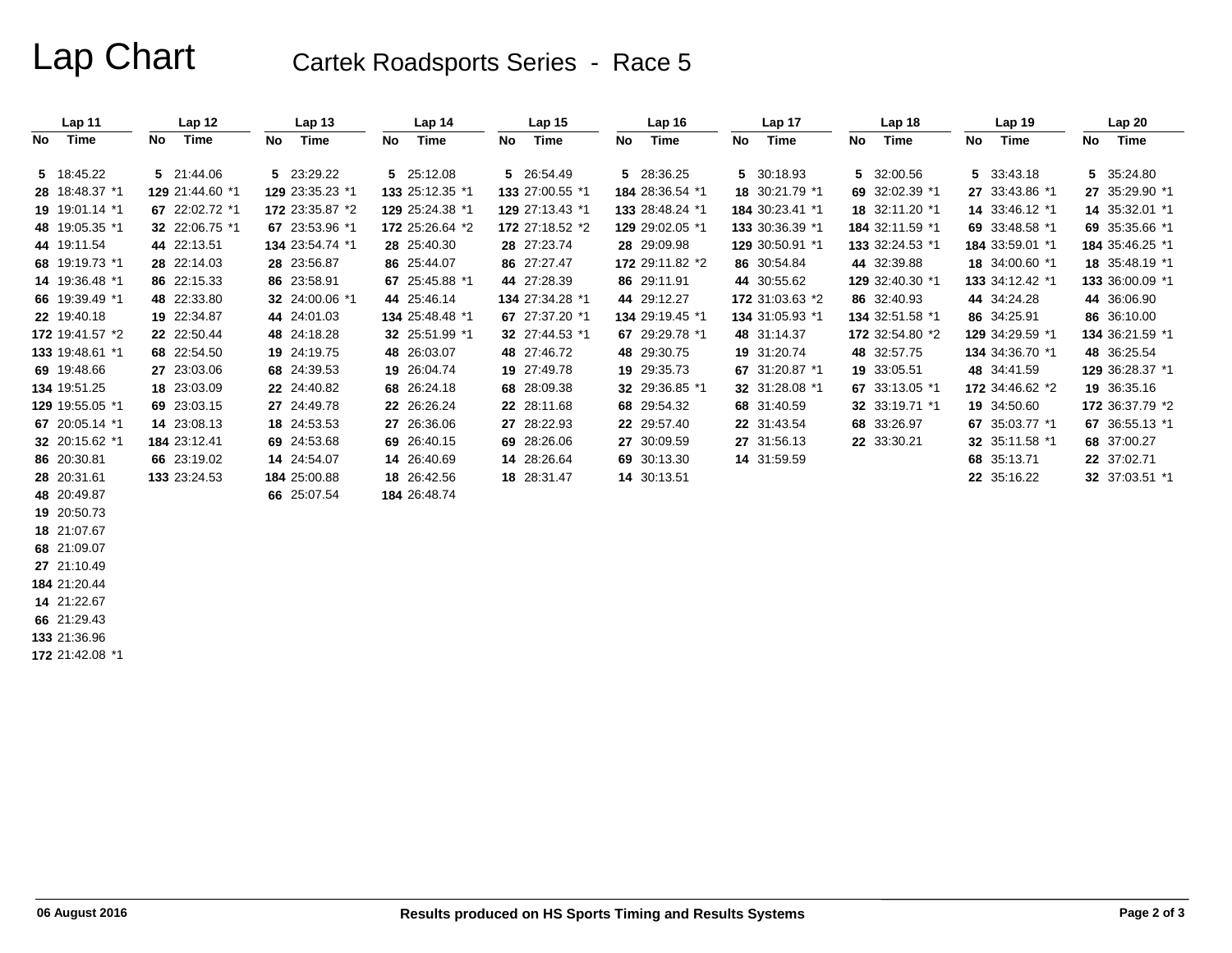# Lap Chart

## Cartek Roadsports Series - Race 5

| Lap 11 | | Lap 12 | | Lap 13 | | Lap 14 | | Lap 15 | | Lap 16 | | Lap 17 | | Lap 18 | | Lap 19 | | Lap 20 | |
|---|---|---|---|---|---|---|---|---|---|---|---|---|---|---|---|---|---|---|---|
| No | Time | No | Time | No | Time | No | Time | No | Time | No | Time | No | Time | No | Time | No | Time | No | Time |
| 5 | 18:45.22 | 5 | 21:44.06 | 5 | 23:29.22 | 5 | 25:12.08 | 5 | 26:54.49 | 5 | 28:36.25 | 5 | 30:18.93 | 5 | 32:00.56 | 5 | 33:43.18 | 5 | 35:24.80 |
| 28 | 18:48.37 *1 | 129 | 21:44.60 *1 | 129 | 23:35.23 *1 | 133 | 25:12.35 *1 | 133 | 27:00.55 *1 | 184 | 28:36.54 *1 | 18 | 30:21.79 *1 | 69 | 32:02.39 *1 | 27 | 33:43.86 *1 | 27 | 35:29.90 *1 |
| 19 | 19:01.14 *1 | 67 | 22:02.72 *1 | 172 | 23:35.87 *2 | 129 | 25:24.38 *1 | 129 | 27:13.43 *1 | 133 | 28:48.24 *1 | 184 | 30:23.41 *1 | 18 | 32:11.20 *1 | 14 | 33:46.12 *1 | 14 | 35:32.01 *1 |
| 48 | 19:05.35 *1 | 32 | 22:06.75 *1 | 67 | 23:53.96 *1 | 172 | 25:26.64 *2 | 172 | 27:18.52 *2 | 129 | 29:02.05 *1 | 133 | 30:36.39 *1 | 184 | 32:11.59 *1 | 69 | 33:48.58 *1 | 69 | 35:35.66 *1 |
| 44 | 19:11.54 | 44 | 22:13.51 | 134 | 23:54.74 *1 | 28 | 25:40.30 | 28 | 27:23.74 | 28 | 29:09.98 | 129 | 30:50.91 *1 | 133 | 32:24.53 *1 | 184 | 33:59.01 *1 | 184 | 35:46.25 *1 |
| 68 | 19:19.73 *1 | 28 | 22:14.03 | 28 | 23:56.87 | 86 | 25:44.07 | 86 | 27:27.47 | 172 | 29:11.82 *2 | 86 | 30:54.84 | 44 | 32:39.88 | 18 | 34:00.60 *1 | 18 | 35:48.19 *1 |
| 14 | 19:36.48 *1 | 86 | 22:15.33 | 86 | 23:58.91 | 67 | 25:45.88 *1 | 44 | 27:28.39 | 86 | 29:11.91 | 44 | 30:55.62 | 129 | 32:40.30 *1 | 133 | 34:12.42 *1 | 133 | 36:00.09 *1 |
| 66 | 19:39.49 *1 | 48 | 22:33.80 | 32 | 24:00.06 *1 | 44 | 25:46.14 | 134 | 27:34.28 *1 | 44 | 29:12.27 | 172 | 31:03.63 *2 | 86 | 32:40.93 | 44 | 34:24.28 | 44 | 36:06.90 |
| 22 | 19:40.18 | 19 | 22:34.87 | 44 | 24:01.03 | 134 | 25:48.48 *1 | 67 | 27:37.20 *1 | 134 | 29:19.45 *1 | 134 | 31:05.93 *1 | 134 | 32:51.58 *1 | 86 | 34:25.91 | 86 | 36:10.00 |
| 172 | 19:41.57 *2 | 22 | 22:50.44 | 48 | 24:18.28 | 32 | 25:51.99 *1 | 32 | 27:44.53 *1 | 67 | 29:29.78 *1 | 48 | 31:14.37 | 172 | 32:54.80 *2 | 129 | 34:29.59 *1 | 134 | 36:21.59 *1 |
| 133 | 19:48.61 *1 | 68 | 22:54.50 | 19 | 24:19.75 | 48 | 26:03.07 | 48 | 27:46.72 | 48 | 29:30.75 | 19 | 31:20.74 | 48 | 32:57.75 | 134 | 34:36.70 *1 | 48 | 36:25.54 |
| 69 | 19:48.66 | 27 | 23:03.06 | 68 | 24:39.53 | 19 | 26:04.74 | 19 | 27:49.78 | 19 | 29:35.73 | 67 | 31:20.87 *1 | 19 | 33:05.51 | 48 | 34:41.59 | 129 | 36:28.37 *1 |
| 134 | 19:51.25 | 18 | 23:03.09 | 22 | 24:40.82 | 68 | 26:24.18 | 68 | 28:09.38 | 32 | 29:36.85 *1 | 32 | 31:28.08 *1 | 67 | 33:13.05 *1 | 172 | 34:46.62 *2 | 19 | 36:35.16 |
| 129 | 19:55.05 *1 | 69 | 23:03.15 | 27 | 24:49.78 | 22 | 26:26.24 | 22 | 28:11.68 | 68 | 29:54.32 | 68 | 31:40.59 | 32 | 33:19.71 *1 | 19 | 34:50.60 | 172 | 36:37.79 *2 |
| 67 | 20:05.14 *1 | 14 | 23:08.13 | 18 | 24:53.53 | 27 | 26:36.06 | 27 | 28:22.93 | 22 | 29:57.40 | 22 | 31:43.54 | 68 | 33:26.97 | 67 | 35:03.77 *1 | 67 | 36:55.13 *1 |
| 32 | 20:15.62 *1 | 184 | 23:12.41 | 69 | 24:53.68 | 69 | 26:40.15 | 69 | 28:26.06 | 27 | 30:09.59 | 27 | 31:56.13 | 22 | 33:30.21 | 32 | 35:11.58 *1 | 68 | 37:00.27 |
| 86 | 20:30.81 | 66 | 23:19.02 | 14 | 24:54.07 | 14 | 26:40.69 | 14 | 28:26.64 | 69 | 30:13.30 | 14 | 31:59.59 | | | 68 | 35:13.71 | 22 | 37:02.71 |
| 28 | 20:31.61 | 133 | 23:24.53 | 184 | 25:00.88 | 18 | 26:42.56 | 18 | 28:31.47 | 14 | 30:13.51 | | | | | 22 | 35:16.22 | 32 | 37:03.51 *1 |
| 48 | 20:49.87 | | | 66 | 25:07.54 | 184 | 26:48.74 | | | | | | | | | | | | |
| 19 | 20:50.73 | | | | | | | | | | | | | | | | | | |
| 18 | 21:07.67 | | | | | | | | | | | | | | | | | | |
| 68 | 21:09.07 | | | | | | | | | | | | | | | | | | |
| 27 | 21:10.49 | | | | | | | | | | | | | | | | | | |
| 184 | 21:20.44 | | | | | | | | | | | | | | | | | | |
| 14 | 21:22.67 | | | | | | | | | | | | | | | | | | |
| 66 | 21:29.43 | | | | | | | | | | | | | | | | | | |
| 133 | 21:36.96 | | | | | | | | | | | | | | | | | | |
| 172 | 21:42.08 *1 | | | | | | | | | | | | | | | | | | |

06 August 2016 — Results produced on HS Sports Timing and Results Systems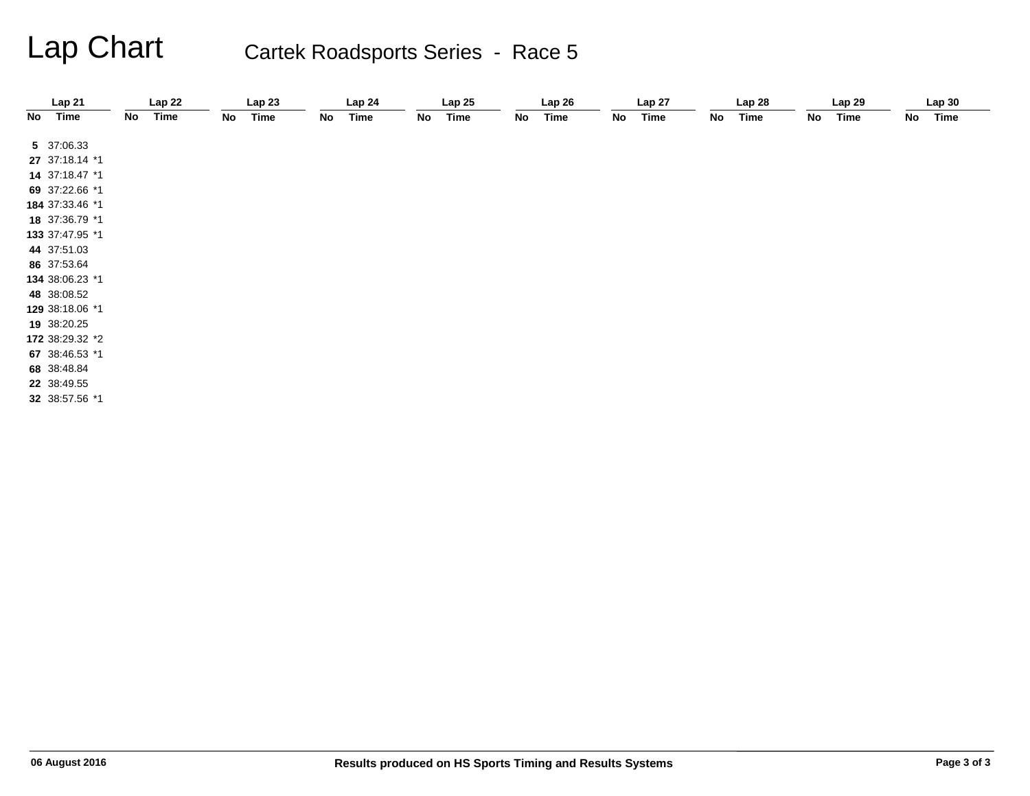# Lap Chart

## Cartek Roadsports Series - Race 5

| Lap 21 | | Lap 22 | | Lap 23 | | Lap 24 | | Lap 25 | | Lap 26 | | Lap 27 | | Lap 28 | | Lap 29 | | Lap 30 | |
|---|---|---|---|---|---|---|---|---|---|---|---|---|---|---|---|---|---|---|---|
| No | Time | No | Time | No | Time | No | Time | No | Time | No | Time | No | Time | No | Time | No | Time | No | Time |
| 5 | 37:06.33 | | | | | | | | | | | | | | | | | | |
| 27 | 37:18.14 *1 | | | | | | | | | | | | | | | | | | |
| 14 | 37:18.47 *1 | | | | | | | | | | | | | | | | | | |
| 69 | 37:22.66 *1 | | | | | | | | | | | | | | | | | | |
| 184 | 37:33.46 *1 | | | | | | | | | | | | | | | | | | |
| 18 | 37:36.79 *1 | | | | | | | | | | | | | | | | | | |
| 133 | 37:47.95 *1 | | | | | | | | | | | | | | | | | | |
| 44 | 37:51.03 | | | | | | | | | | | | | | | | | | |
| 86 | 37:53.64 | | | | | | | | | | | | | | | | | | |
| 134 | 38:06.23 *1 | | | | | | | | | | | | | | | | | | |
| 48 | 38:08.52 | | | | | | | | | | | | | | | | | | |
| 129 | 38:18.06 *1 | | | | | | | | | | | | | | | | | | |
| 19 | 38:20.25 | | | | | | | | | | | | | | | | | | |
| 172 | 38:29.32 *2 | | | | | | | | | | | | | | | | | | |
| 67 | 38:46.53 *1 | | | | | | | | | | | | | | | | | | |
| 68 | 38:48.84 | | | | | | | | | | | | | | | | | | |
| 22 | 38:49.55 | | | | | | | | | | | | | | | | | | |
| 32 | 38:57.56 *1 | | | | | | | | | | | | | | | | | | |

06 August 2016

Results produced on HS Sports Timing and Results Systems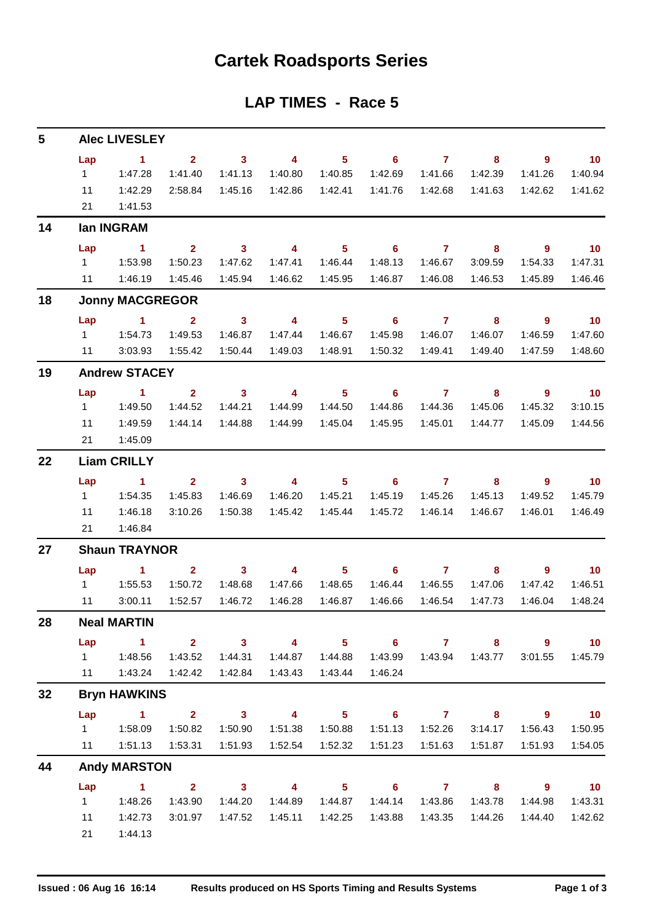# Cartek Roadsports Series

## LAP TIMES - Race 5

### 5 Alec LIVESLEY

| Lap | 1 | 2 | 3 | 4 | 5 | 6 | 7 | 8 | 9 | 10 |
|---|---|---|---|---|---|---|---|---|---|---|
| 1 | 1:47.28 | 1:41.40 | 1:41.13 | 1:40.80 | 1:40.85 | 1:42.69 | 1:41.66 | 1:42.39 | 1:41.26 | 1:40.94 |
| 11 | 1:42.29 | 2:58.84 | 1:45.16 | 1:42.86 | 1:42.41 | 1:41.76 | 1:42.68 | 1:41.63 | 1:42.62 | 1:41.62 |
| 21 | 1:41.53 | | | | | | | | | |

### 14 Ian INGRAM

| Lap | 1 | 2 | 3 | 4 | 5 | 6 | 7 | 8 | 9 | 10 |
|---|---|---|---|---|---|---|---|---|---|---|
| 1 | 1:53.98 | 1:50.23 | 1:47.62 | 1:47.41 | 1:46.44 | 1:48.13 | 1:46.67 | 3:09.59 | 1:54.33 | 1:47.31 |
| 11 | 1:46.19 | 1:45.46 | 1:45.94 | 1:46.62 | 1:45.95 | 1:46.87 | 1:46.08 | 1:46.53 | 1:45.89 | 1:46.46 |

### 18 Jonny MACGREGOR

| Lap | 1 | 2 | 3 | 4 | 5 | 6 | 7 | 8 | 9 | 10 |
|---|---|---|---|---|---|---|---|---|---|---|
| 1 | 1:54.73 | 1:49.53 | 1:46.87 | 1:47.44 | 1:46.67 | 1:45.98 | 1:46.07 | 1:46.07 | 1:46.59 | 1:47.60 |
| 11 | 3:03.93 | 1:55.42 | 1:50.44 | 1:49.03 | 1:48.91 | 1:50.32 | 1:49.41 | 1:49.40 | 1:47.59 | 1:48.60 |

### 19 Andrew STACEY

| Lap | 1 | 2 | 3 | 4 | 5 | 6 | 7 | 8 | 9 | 10 |
|---|---|---|---|---|---|---|---|---|---|---|
| 1 | 1:49.50 | 1:44.52 | 1:44.21 | 1:44.99 | 1:44.50 | 1:44.86 | 1:44.36 | 1:45.06 | 1:45.32 | 3:10.15 |
| 11 | 1:49.59 | 1:44.14 | 1:44.88 | 1:44.99 | 1:45.04 | 1:45.95 | 1:45.01 | 1:44.77 | 1:45.09 | 1:44.56 |
| 21 | 1:45.09 | | | | | | | | | |

### 22 Liam CRILLY

| Lap | 1 | 2 | 3 | 4 | 5 | 6 | 7 | 8 | 9 | 10 |
|---|---|---|---|---|---|---|---|---|---|---|
| 1 | 1:54.35 | 1:45.83 | 1:46.69 | 1:46.20 | 1:45.21 | 1:45.19 | 1:45.26 | 1:45.13 | 1:49.52 | 1:45.79 |
| 11 | 1:46.18 | 3:10.26 | 1:50.38 | 1:45.42 | 1:45.44 | 1:45.72 | 1:46.14 | 1:46.67 | 1:46.01 | 1:46.49 |
| 21 | 1:46.84 | | | | | | | | | |

### 27 Shaun TRAYNOR

| Lap | 1 | 2 | 3 | 4 | 5 | 6 | 7 | 8 | 9 | 10 |
|---|---|---|---|---|---|---|---|---|---|---|
| 1 | 1:55.53 | 1:50.72 | 1:48.68 | 1:47.66 | 1:48.65 | 1:46.44 | 1:46.55 | 1:47.06 | 1:47.42 | 1:46.51 |
| 11 | 3:00.11 | 1:52.57 | 1:46.72 | 1:46.28 | 1:46.87 | 1:46.66 | 1:46.54 | 1:47.73 | 1:46.04 | 1:48.24 |

### 28 Neal MARTIN

| Lap | 1 | 2 | 3 | 4 | 5 | 6 | 7 | 8 | 9 | 10 |
|---|---|---|---|---|---|---|---|---|---|---|
| 1 | 1:48.56 | 1:43.52 | 1:44.31 | 1:44.87 | 1:44.88 | 1:43.99 | 1:43.94 | 1:43.77 | 3:01.55 | 1:45.79 |
| 11 | 1:43.24 | 1:42.42 | 1:42.84 | 1:43.43 | 1:43.44 | 1:46.24 | | | | |

### 32 Bryn HAWKINS

| Lap | 1 | 2 | 3 | 4 | 5 | 6 | 7 | 8 | 9 | 10 |
|---|---|---|---|---|---|---|---|---|---|---|
| 1 | 1:58.09 | 1:50.82 | 1:50.90 | 1:51.38 | 1:50.88 | 1:51.13 | 1:52.26 | 3:14.17 | 1:56.43 | 1:50.95 |
| 11 | 1:51.13 | 1:53.31 | 1:51.93 | 1:52.54 | 1:52.32 | 1:51.23 | 1:51.63 | 1:51.87 | 1:51.93 | 1:54.05 |

### 44 Andy MARSTON

| Lap | 1 | 2 | 3 | 4 | 5 | 6 | 7 | 8 | 9 | 10 |
|---|---|---|---|---|---|---|---|---|---|---|
| 1 | 1:48.26 | 1:43.90 | 1:44.20 | 1:44.89 | 1:44.87 | 1:44.14 | 1:43.86 | 1:43.78 | 1:44.98 | 1:43.31 |
| 11 | 1:42.73 | 3:01.97 | 1:47.52 | 1:45.11 | 1:42.25 | 1:43.88 | 1:43.35 | 1:44.26 | 1:44.40 | 1:42.62 |
| 21 | 1:44.13 | | | | | | | | | |

Issued : 06 Aug 16 16:14    Results produced on HS Sports Timing and Results Systems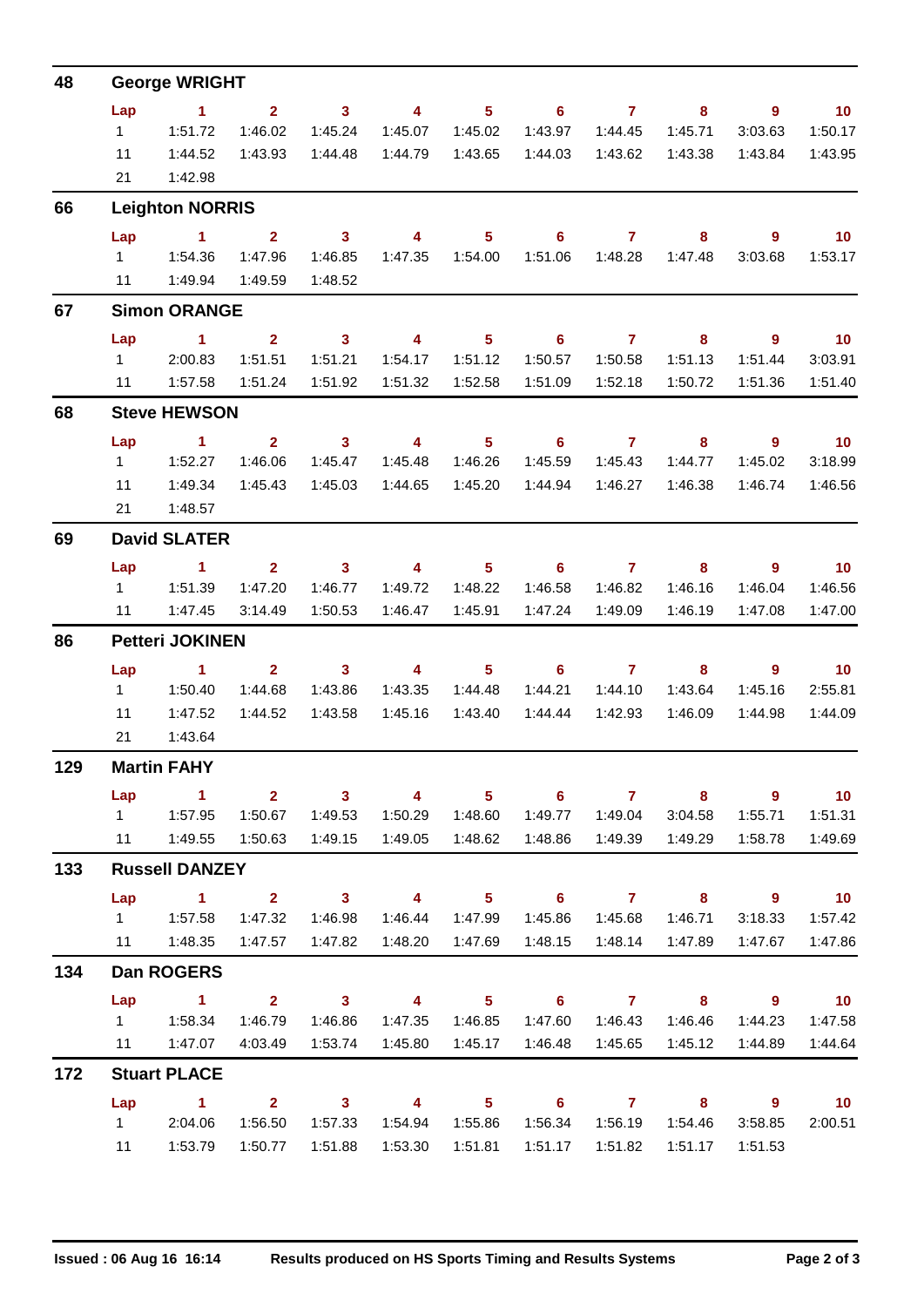## 48 George WRIGHT

| Lap | 1 | 2 | 3 | 4 | 5 | 6 | 7 | 8 | 9 | 10 |
|---|---|---|---|---|---|---|---|---|---|---|
| 1 | 1:51.72 | 1:46.02 | 1:45.24 | 1:45.07 | 1:45.02 | 1:43.97 | 1:44.45 | 1:45.71 | 3:03.63 | 1:50.17 |
| 11 | 1:44.52 | 1:43.93 | 1:44.48 | 1:44.79 | 1:43.65 | 1:44.03 | 1:43.62 | 1:43.38 | 1:43.84 | 1:43.95 |
| 21 | 1:42.98 | | | | | | | | | |

## 66 Leighton NORRIS

| Lap | 1 | 2 | 3 | 4 | 5 | 6 | 7 | 8 | 9 | 10 |
|---|---|---|---|---|---|---|---|---|---|---|
| 1 | 1:54.36 | 1:47.96 | 1:46.85 | 1:47.35 | 1:54.00 | 1:51.06 | 1:48.28 | 1:47.48 | 3:03.68 | 1:53.17 |
| 11 | 1:49.94 | 1:49.59 | 1:48.52 | | | | | | | |

## 67 Simon ORANGE

| Lap | 1 | 2 | 3 | 4 | 5 | 6 | 7 | 8 | 9 | 10 |
|---|---|---|---|---|---|---|---|---|---|---|
| 1 | 2:00.83 | 1:51.51 | 1:51.21 | 1:54.17 | 1:51.12 | 1:50.57 | 1:50.58 | 1:51.13 | 1:51.44 | 3:03.91 |
| 11 | 1:57.58 | 1:51.24 | 1:51.92 | 1:51.32 | 1:52.58 | 1:51.09 | 1:52.18 | 1:50.72 | 1:51.36 | 1:51.40 |

## 68 Steve HEWSON

| Lap | 1 | 2 | 3 | 4 | 5 | 6 | 7 | 8 | 9 | 10 |
|---|---|---|---|---|---|---|---|---|---|---|
| 1 | 1:52.27 | 1:46.06 | 1:45.47 | 1:45.48 | 1:46.26 | 1:45.59 | 1:45.43 | 1:44.77 | 1:45.02 | 3:18.99 |
| 11 | 1:49.34 | 1:45.43 | 1:45.03 | 1:44.65 | 1:45.20 | 1:44.94 | 1:46.27 | 1:46.38 | 1:46.74 | 1:46.56 |
| 21 | 1:48.57 | | | | | | | | | |

## 69 David SLATER

| Lap | 1 | 2 | 3 | 4 | 5 | 6 | 7 | 8 | 9 | 10 |
|---|---|---|---|---|---|---|---|---|---|---|
| 1 | 1:51.39 | 1:47.20 | 1:46.77 | 1:49.72 | 1:48.22 | 1:46.58 | 1:46.82 | 1:46.16 | 1:46.04 | 1:46.56 |
| 11 | 1:47.45 | 3:14.49 | 1:50.53 | 1:46.47 | 1:45.91 | 1:47.24 | 1:49.09 | 1:46.19 | 1:47.08 | 1:47.00 |

## 86 Petteri JOKINEN

| Lap | 1 | 2 | 3 | 4 | 5 | 6 | 7 | 8 | 9 | 10 |
|---|---|---|---|---|---|---|---|---|---|---|
| 1 | 1:50.40 | 1:44.68 | 1:43.86 | 1:43.35 | 1:44.48 | 1:44.21 | 1:44.10 | 1:43.64 | 1:45.16 | 2:55.81 |
| 11 | 1:47.52 | 1:44.52 | 1:43.58 | 1:45.16 | 1:43.40 | 1:44.44 | 1:42.93 | 1:46.09 | 1:44.98 | 1:44.09 |
| 21 | 1:43.64 | | | | | | | | | |

## 129 Martin FAHY

| Lap | 1 | 2 | 3 | 4 | 5 | 6 | 7 | 8 | 9 | 10 |
|---|---|---|---|---|---|---|---|---|---|---|
| 1 | 1:57.95 | 1:50.67 | 1:49.53 | 1:50.29 | 1:48.60 | 1:49.77 | 1:49.04 | 3:04.58 | 1:55.71 | 1:51.31 |
| 11 | 1:49.55 | 1:50.63 | 1:49.15 | 1:49.05 | 1:48.62 | 1:48.86 | 1:49.39 | 1:49.29 | 1:58.78 | 1:49.69 |

## 133 Russell DANZEY

| Lap | 1 | 2 | 3 | 4 | 5 | 6 | 7 | 8 | 9 | 10 |
|---|---|---|---|---|---|---|---|---|---|---|
| 1 | 1:57.58 | 1:47.32 | 1:46.98 | 1:46.44 | 1:47.99 | 1:45.86 | 1:45.68 | 1:46.71 | 3:18.33 | 1:57.42 |
| 11 | 1:48.35 | 1:47.57 | 1:47.82 | 1:48.20 | 1:47.69 | 1:48.15 | 1:48.14 | 1:47.89 | 1:47.67 | 1:47.86 |

## 134 Dan ROGERS

| Lap | 1 | 2 | 3 | 4 | 5 | 6 | 7 | 8 | 9 | 10 |
|---|---|---|---|---|---|---|---|---|---|---|
| 1 | 1:58.34 | 1:46.79 | 1:46.86 | 1:47.35 | 1:46.85 | 1:47.60 | 1:46.43 | 1:46.46 | 1:44.23 | 1:47.58 |
| 11 | 1:47.07 | 4:03.49 | 1:53.74 | 1:45.80 | 1:45.17 | 1:46.48 | 1:45.65 | 1:45.12 | 1:44.89 | 1:44.64 |

## 172 Stuart PLACE

| Lap | 1 | 2 | 3 | 4 | 5 | 6 | 7 | 8 | 9 | 10 |
|---|---|---|---|---|---|---|---|---|---|---|
| 1 | 2:04.06 | 1:56.50 | 1:57.33 | 1:54.94 | 1:55.86 | 1:56.34 | 1:56.19 | 1:54.46 | 3:58.85 | 2:00.51 |
| 11 | 1:53.79 | 1:50.77 | 1:51.88 | 1:53.30 | 1:51.81 | 1:51.17 | 1:51.82 | 1:51.17 | 1:51.53 | |

**Issued : 06 Aug 16 16:14** **Results produced on HS Sports Timing and Results Systems**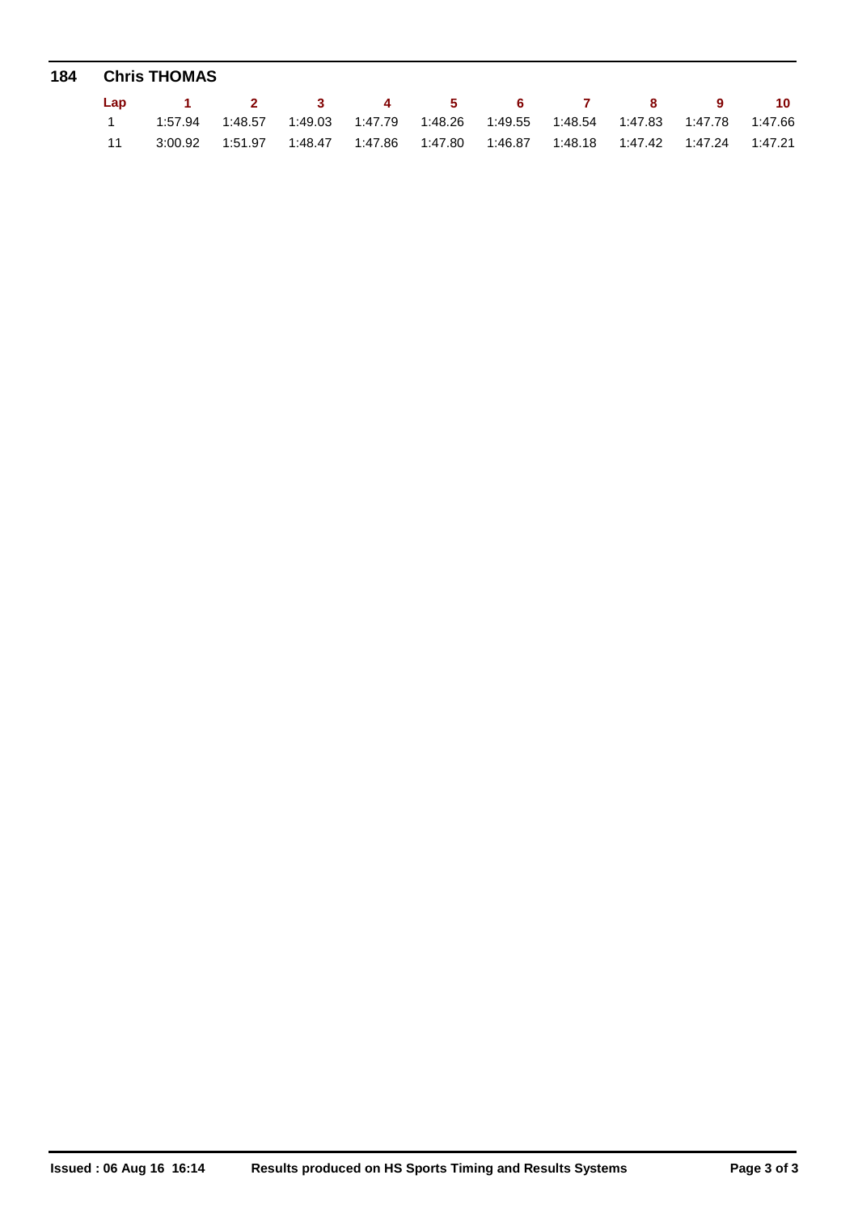## 184 Chris THOMAS

| Lap | 1 | 2 | 3 | 4 | 5 | 6 | 7 | 8 | 9 | 10 |
|---|---|---|---|---|---|---|---|---|---|---|
| 1 | 1:57.94 | 1:48.57 | 1:49.03 | 1:47.79 | 1:48.26 | 1:49.55 | 1:48.54 | 1:47.83 | 1:47.78 | 1:47.66 |
| 11 | 3:00.92 | 1:51.97 | 1:48.47 | 1:47.86 | 1:47.80 | 1:46.87 | 1:48.18 | 1:47.42 | 1:47.24 | 1:47.21 |

**Issued : 06 Aug 16 16:14** **Results produced on HS Sports Timing and Results Systems**